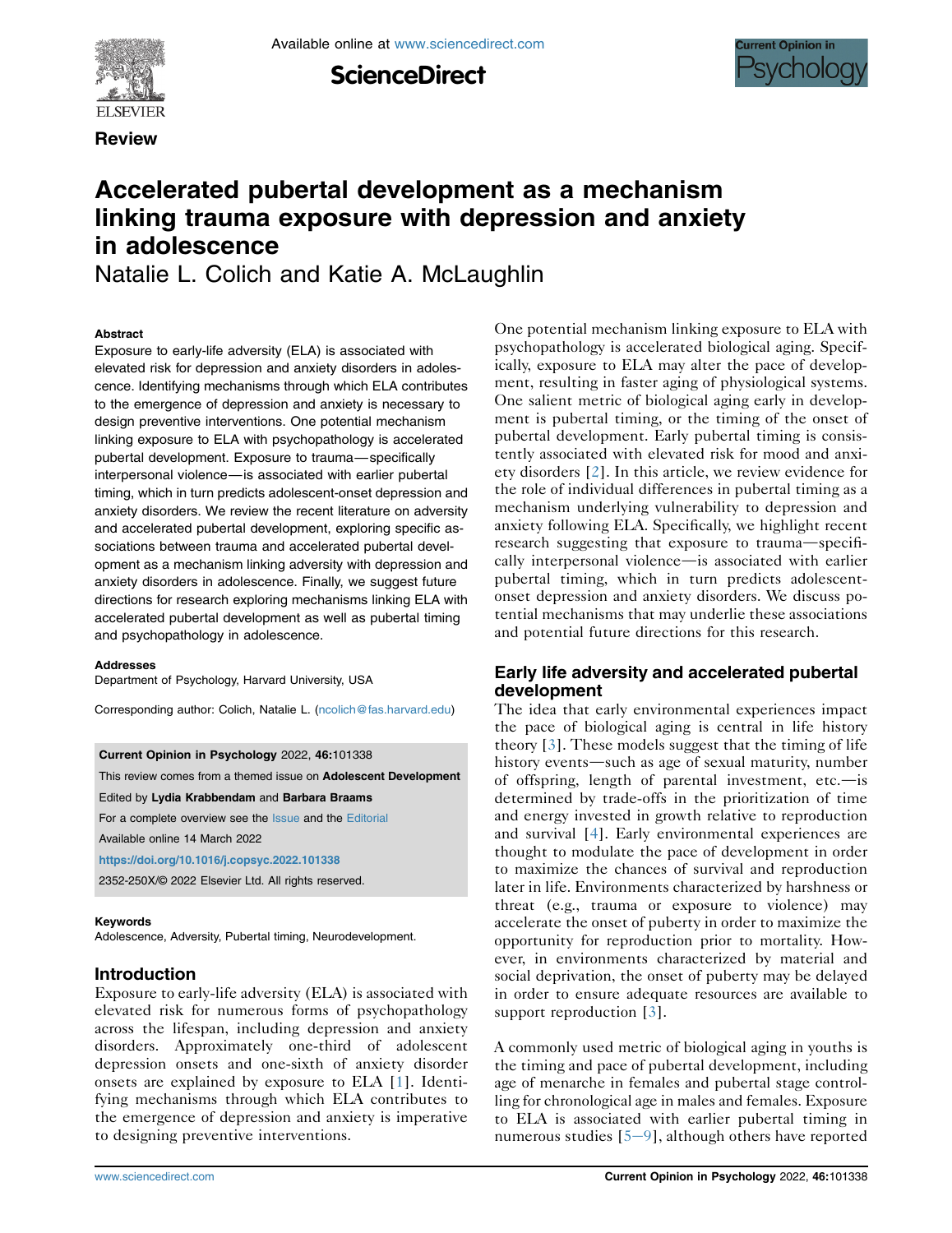Review

# Accelerated pubertal development as a mechanism linking trauma exposure with depression and anxiety in adolescence

Natalie L. Colich and Katie A. McLaughlin

### Abstract

Exposure to early-life adversity (ELA) is associated with elevated risk for depression and anxiety disorders in adolescence. Identifying mechanisms through which ELA contributes to the emergence of depression and anxiety is necessary to design preventive interventions. One potential mechanism linking exposure to ELA with psychopathology is accelerated pubertal development. Exposure to trauma—specifically interpersonal violence—is associated with earlier pubertal timing, which in turn predicts adolescent-onset depression and anxiety disorders. We review the recent literature on adversity and accelerated pubertal development, exploring specific associations between trauma and accelerated pubertal development as a mechanism linking adversity with depression and anxiety disorders in adolescence. Finally, we suggest future directions for research exploring mechanisms linking ELA with accelerated pubertal development as well as pubertal timing and psychopathology in adolescence.

### Addresses

Department of Psychology, Harvard University, USA

Corresponding author: Colich, Natalie L. (ncolich@fas.harvard.edu)

**Current Opinion in Psychology** 2022, **46**:101338

This review comes from a themed issue on **Adolescent Development**

Edited by **Lydia Krabbendam** and **Barbara Braams**

For a complete overview see the Issue and the Editorial

Available online 14 March 2022

https://doi.org/10.1016/j.copsyc.2022.101338

2352-250X/© 2022 Elsevier Ltd. All rights reserved.

### Keywords

Adolescence, Adversity, Pubertal timing, Neurodevelopment.

## Introduction

Exposure to early-life adversity (ELA) is associated with elevated risk for numerous forms of psychopathology across the lifespan, including depression and anxiety disorders. Approximately one-third of adolescent depression onsets and one-sixth of anxiety disorder onsets are explained by exposure to ELA [1]. Identifying mechanisms through which ELA contributes to the emergence of depression and anxiety is imperative to designing preventive interventions.

One potential mechanism linking exposure to ELA with psychopathology is accelerated biological aging. Specifically, exposure to ELA may alter the pace of development, resulting in faster aging of physiological systems. One salient metric of biological aging early in development is pubertal timing, or the timing of the onset of pubertal development. Early pubertal timing is consistently associated with elevated risk for mood and anxiety disorders [2]. In this article, we review evidence for the role of individual differences in pubertal timing as a mechanism underlying vulnerability to depression and anxiety following ELA. Specifically, we highlight recent research suggesting that exposure to trauma—specifically interpersonal violence—is associated with earlier pubertal timing, which in turn predicts adolescent-onset depression and anxiety disorders. We discuss potential mechanisms that may underlie these associations and potential future directions for this research.

## Early life adversity and accelerated pubertal development

The idea that early environmental experiences impact the pace of biological aging is central in life history theory [3]. These models suggest that the timing of life history events—such as age of sexual maturity, number of offspring, length of parental investment, etc.—is determined by trade-offs in the prioritization of time and energy invested in growth relative to reproduction and survival [4]. Early environmental experiences are thought to modulate the pace of development in order to maximize the chances of survival and reproduction later in life. Environments characterized by harshness or threat (e.g., trauma or exposure to violence) may accelerate the onset of puberty in order to maximize the opportunity for reproduction prior to mortality. However, in environments characterized by material and social deprivation, the onset of puberty may be delayed in order to ensure adequate resources are available to support reproduction [3].

A commonly used metric of biological aging in youths is the timing and pace of pubertal development, including age of menarche in females and pubertal stage controlling for chronological age in males and females. Exposure to ELA is associated with earlier pubertal timing in numerous studies [5–9], although others have reported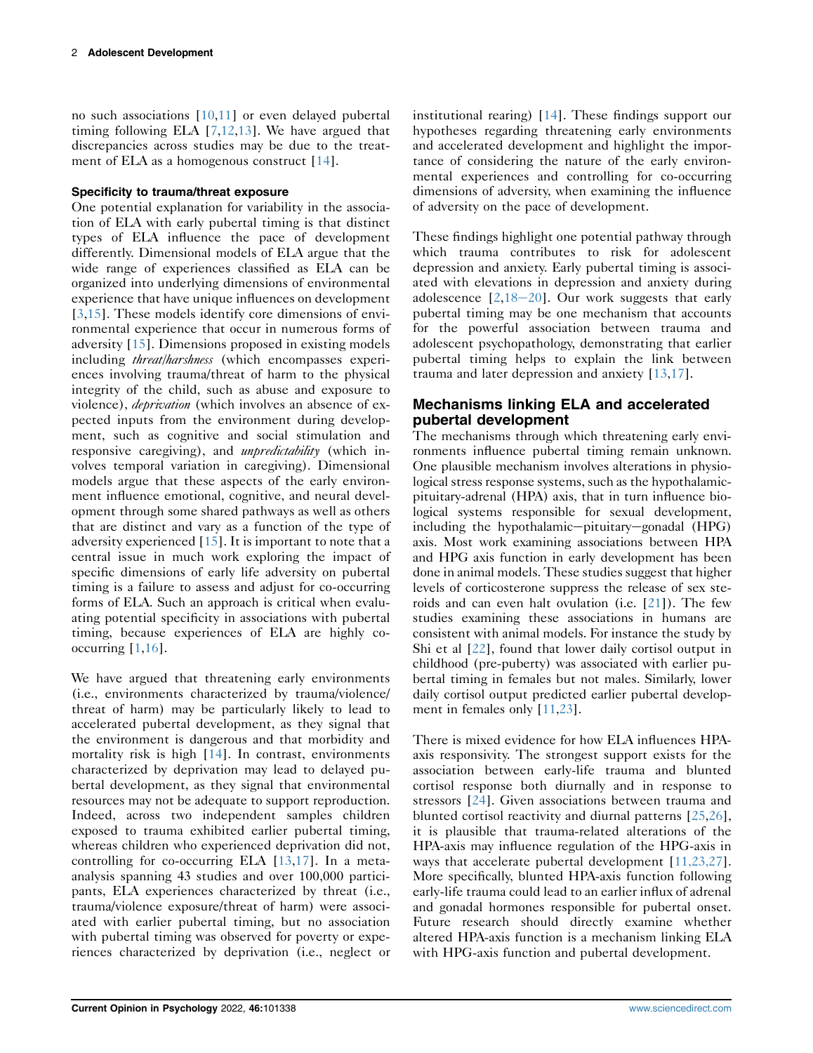no such associations [10,11] or even delayed pubertal timing following ELA [7,12,13]. We have argued that discrepancies across studies may be due to the treatment of ELA as a homogenous construct [14].

### Specificity to trauma/threat exposure

One potential explanation for variability in the association of ELA with early pubertal timing is that distinct types of ELA influence the pace of development differently. Dimensional models of ELA argue that the wide range of experiences classified as ELA can be organized into underlying dimensions of environmental experience that have unique influences on development [3,15]. These models identify core dimensions of environmental experience that occur in numerous forms of adversity [15]. Dimensions proposed in existing models including *threat/harshness* (which encompasses experiences involving trauma/threat of harm to the physical integrity of the child, such as abuse and exposure to violence), *deprivation* (which involves an absence of expected inputs from the environment during development, such as cognitive and social stimulation and responsive caregiving), and *unpredictability* (which involves temporal variation in caregiving). Dimensional models argue that these aspects of the early environment influence emotional, cognitive, and neural development through some shared pathways as well as others that are distinct and vary as a function of the type of adversity experienced [15]. It is important to note that a central issue in much work exploring the impact of specific dimensions of early life adversity on pubertal timing is a failure to assess and adjust for co-occurring forms of ELA. Such an approach is critical when evaluating potential specificity in associations with pubertal timing, because experiences of ELA are highly co-occurring [1,16].

We have argued that threatening early environments (i.e., environments characterized by trauma/violence/threat of harm) may be particularly likely to lead to accelerated pubertal development, as they signal that the environment is dangerous and that morbidity and mortality risk is high [14]. In contrast, environments characterized by deprivation may lead to delayed pubertal development, as they signal that environmental resources may not be adequate to support reproduction. Indeed, across two independent samples children exposed to trauma exhibited earlier pubertal timing, whereas children who experienced deprivation did not, controlling for co-occurring ELA [13,17]. In a meta-analysis spanning 43 studies and over 100,000 participants, ELA experiences characterized by threat (i.e., trauma/violence exposure/threat of harm) were associated with earlier pubertal timing, but no association with pubertal timing was observed for poverty or experiences characterized by deprivation (i.e., neglect or institutional rearing) [14]. These findings support our hypotheses regarding threatening early environments and accelerated development and highlight the importance of considering the nature of the early environmental experiences and controlling for co-occurring dimensions of adversity, when examining the influence of adversity on the pace of development.

These findings highlight one potential pathway through which trauma contributes to risk for adolescent depression and anxiety. Early pubertal timing is associated with elevations in depression and anxiety during adolescence [2,18–20]. Our work suggests that early pubertal timing may be one mechanism that accounts for the powerful association between trauma and adolescent psychopathology, demonstrating that earlier pubertal timing helps to explain the link between trauma and later depression and anxiety [13,17].

## Mechanisms linking ELA and accelerated pubertal development

The mechanisms through which threatening early environments influence pubertal timing remain unknown. One plausible mechanism involves alterations in physiological stress response systems, such as the hypothalamic-pituitary-adrenal (HPA) axis, that in turn influence biological systems responsible for sexual development, including the hypothalamic–pituitary–gonadal (HPG) axis. Most work examining associations between HPA and HPG axis function in early development has been done in animal models. These studies suggest that higher levels of corticosterone suppress the release of sex steroids and can even halt ovulation (i.e. [21]). The few studies examining these associations in humans are consistent with animal models. For instance the study by Shi et al [22], found that lower daily cortisol output in childhood (pre-puberty) was associated with earlier pubertal timing in females but not males. Similarly, lower daily cortisol output predicted earlier pubertal development in females only [11,23].

There is mixed evidence for how ELA influences HPA-axis responsivity. The strongest support exists for the association between early-life trauma and blunted cortisol response both diurnally and in response to stressors [24]. Given associations between trauma and blunted cortisol reactivity and diurnal patterns [25,26], it is plausible that trauma-related alterations of the HPA-axis may influence regulation of the HPG-axis in ways that accelerate pubertal development [11,23,27]. More specifically, blunted HPA-axis function following early-life trauma could lead to an earlier influx of adrenal and gonadal hormones responsible for pubertal onset. Future research should directly examine whether altered HPA-axis function is a mechanism linking ELA with HPG-axis function and pubertal development.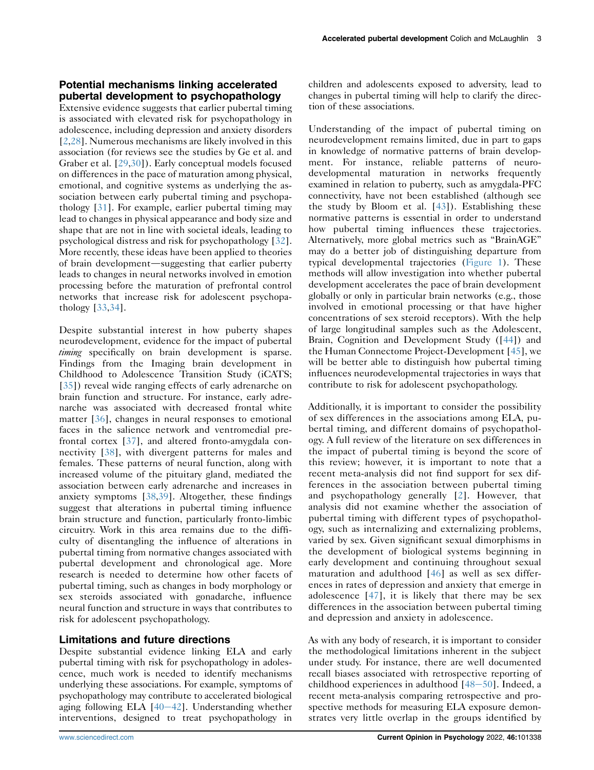## Potential mechanisms linking accelerated pubertal development to psychopathology

Extensive evidence suggests that earlier pubertal timing is associated with elevated risk for psychopathology in adolescence, including depression and anxiety disorders [2,28]. Numerous mechanisms are likely involved in this association (for reviews see the studies by Ge et al. and Graber et al. [29,30]). Early conceptual models focused on differences in the pace of maturation among physical, emotional, and cognitive systems as underlying the association between early pubertal timing and psychopathology [31]. For example, earlier pubertal timing may lead to changes in physical appearance and body size and shape that are not in line with societal ideals, leading to psychological distress and risk for psychopathology [32]. More recently, these ideas have been applied to theories of brain development—suggesting that earlier puberty leads to changes in neural networks involved in emotion processing before the maturation of prefrontal control networks that increase risk for adolescent psychopathology [33,34].

Despite substantial interest in how puberty shapes neurodevelopment, evidence for the impact of pubertal *timing* specifically on brain development is sparse. Findings from the Imaging brain development in Childhood to Adolescence Transition Study (iCATS; [35]) reveal wide ranging effects of early adrenarche on brain function and structure. For instance, early adrenarche was associated with decreased frontal white matter [36], changes in neural responses to emotional faces in the salience network and ventromedial prefrontal cortex [37], and altered fronto-amygdala connectivity [38], with divergent patterns for males and females. These patterns of neural function, along with increased volume of the pituitary gland, mediated the association between early adrenarche and increases in anxiety symptoms [38,39]. Altogether, these findings suggest that alterations in pubertal timing influence brain structure and function, particularly fronto-limbic circuitry. Work in this area remains due to the difficulty of disentangling the influence of alterations in pubertal timing from normative changes associated with pubertal development and chronological age. More research is needed to determine how other facets of pubertal timing, such as changes in body morphology or sex steroids associated with gonadarche, influence neural function and structure in ways that contributes to risk for adolescent psychopathology.

## Limitations and future directions

Despite substantial evidence linking ELA and early pubertal timing with risk for psychopathology in adolescence, much work is needed to identify mechanisms underlying these associations. For example, symptoms of psychopathology may contribute to accelerated biological aging following ELA [40–42]. Understanding whether interventions, designed to treat psychopathology in children and adolescents exposed to adversity, lead to changes in pubertal timing will help to clarify the direction of these associations.

Understanding of the impact of pubertal timing on neurodevelopment remains limited, due in part to gaps in knowledge of normative patterns of brain development. For instance, reliable patterns of neurodevelopmental maturation in networks frequently examined in relation to puberty, such as amygdala-PFC connectivity, have not been established (although see the study by Bloom et al. [43]). Establishing these normative patterns is essential in order to understand how pubertal timing influences these trajectories. Alternatively, more global metrics such as "BrainAGE" may do a better job of distinguishing departure from typical developmental trajectories (Figure 1). These methods will allow investigation into whether pubertal development accelerates the pace of brain development globally or only in particular brain networks (e.g., those involved in emotional processing or that have higher concentrations of sex steroid receptors). With the help of large longitudinal samples such as the Adolescent, Brain, Cognition and Development Study ([44]) and the Human Connectome Project-Development [45], we will be better able to distinguish how pubertal timing influences neurodevelopmental trajectories in ways that contribute to risk for adolescent psychopathology.

Additionally, it is important to consider the possibility of sex differences in the associations among ELA, pubertal timing, and different domains of psychopathology. A full review of the literature on sex differences in the impact of pubertal timing is beyond the score of this review; however, it is important to note that a recent meta-analysis did not find support for sex differences in the association between pubertal timing and psychopathology generally [2]. However, that analysis did not examine whether the association of pubertal timing with different types of psychopathology, such as internalizing and externalizing problems, varied by sex. Given significant sexual dimorphisms in the development of biological systems beginning in early development and continuing throughout sexual maturation and adulthood [46] as well as sex differences in rates of depression and anxiety that emerge in adolescence [47], it is likely that there may be sex differences in the association between pubertal timing and depression and anxiety in adolescence.

As with any body of research, it is important to consider the methodological limitations inherent in the subject under study. For instance, there are well documented recall biases associated with retrospective reporting of childhood experiences in adulthood [48–50]. Indeed, a recent meta-analysis comparing retrospective and prospective methods for measuring ELA exposure demonstrates very little overlap in the groups identified by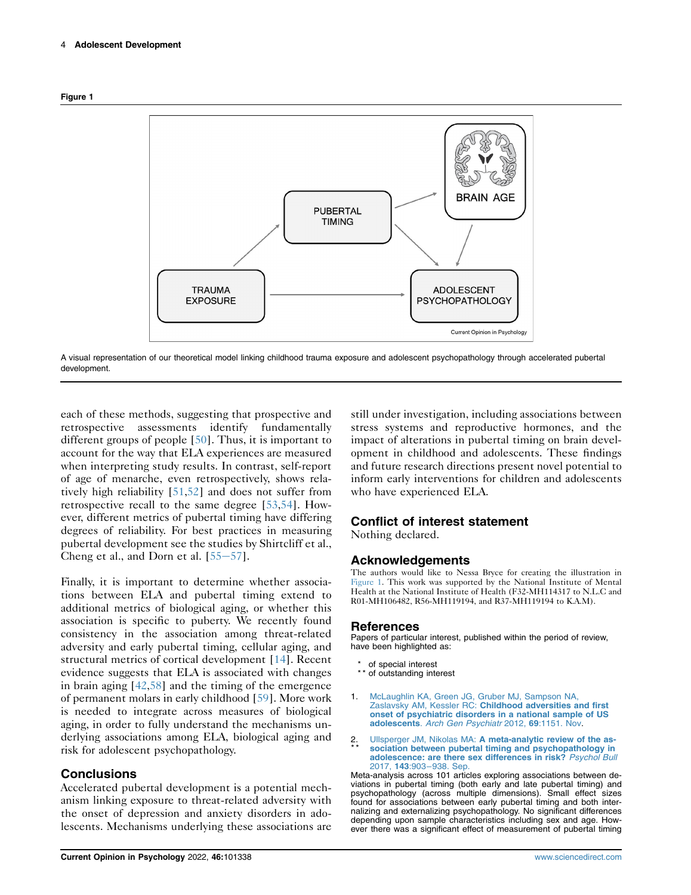**Figure 1**

A visual representation of our theoretical model linking childhood trauma exposure and adolescent psychopathology through accelerated pubertal development.

each of these methods, suggesting that prospective and retrospective assessments identify fundamentally different groups of people [50]. Thus, it is important to account for the way that ELA experiences are measured when interpreting study results. In contrast, self-report of age of menarche, even retrospectively, shows relatively high reliability [51,52] and does not suffer from retrospective recall to the same degree [53,54]. However, different metrics of pubertal timing have differing degrees of reliability. For best practices in measuring pubertal development see the studies by Shirtcliff et al., Cheng et al., and Dorn et al. [55–57].

Finally, it is important to determine whether associations between ELA and pubertal timing extend to additional metrics of biological aging, or whether this association is specific to puberty. We recently found consistency in the association among threat-related adversity and early pubertal timing, cellular aging, and structural metrics of cortical development [14]. Recent evidence suggests that ELA is associated with changes in brain aging [42,58] and the timing of the emergence of permanent molars in early childhood [59]. More work is needed to integrate across measures of biological aging, in order to fully understand the mechanisms underlying associations among ELA, biological aging and risk for adolescent psychopathology.

## Conclusions

Accelerated pubertal development is a potential mechanism linking exposure to threat-related adversity with the onset of depression and anxiety disorders in adolescents. Mechanisms underlying these associations are still under investigation, including associations between stress systems and reproductive hormones, and the impact of alterations in pubertal timing on brain development in childhood and adolescents. These findings and future research directions present novel potential to inform early interventions for children and adolescents who have experienced ELA.

## Conflict of interest statement

Nothing declared.

## Acknowledgements

The authors would like to thank Nessa Bryce for creating the illustration in Figure 1. This work was supported by the National Institute of Mental Health at the National Institute of Health (F32-MH114317 to N.L.C and R01-MH106482, R56-MH119194, and R37-MH119194 to K.A.M).

## References

Papers of particular interest, published within the period of review, have been highlighted as:

- \* of special interest
- \** of outstanding interest

1. McLaughlin KA, Green JG, Gruber MJ, Sampson NA, Zaslavsky AM, Kessler RC: **Childhood adversities and first onset of psychiatric disorders in a national sample of US adolescents**. *Arch Gen Psychiatr* 2012, **69**:1151. Nov.

2. \** Ullsperger JM, Nikolas MA: **A meta-analytic review of the association between pubertal timing and psychopathology in adolescence: are there sex differences in risk?** *Psychol Bull* 2017, **143**:903–938. Sep.

Meta-analysis across 101 articles exploring associations between deviations in pubertal timing (both early and late pubertal timing) and psychopathology (across multiple dimensions). Small effect sizes found for associations between early pubertal timing and both internalizing and externalizing psychopathology. No significant differences depending upon sample characteristics including sex and age. However there was a significant effect of measurement of pubertal timing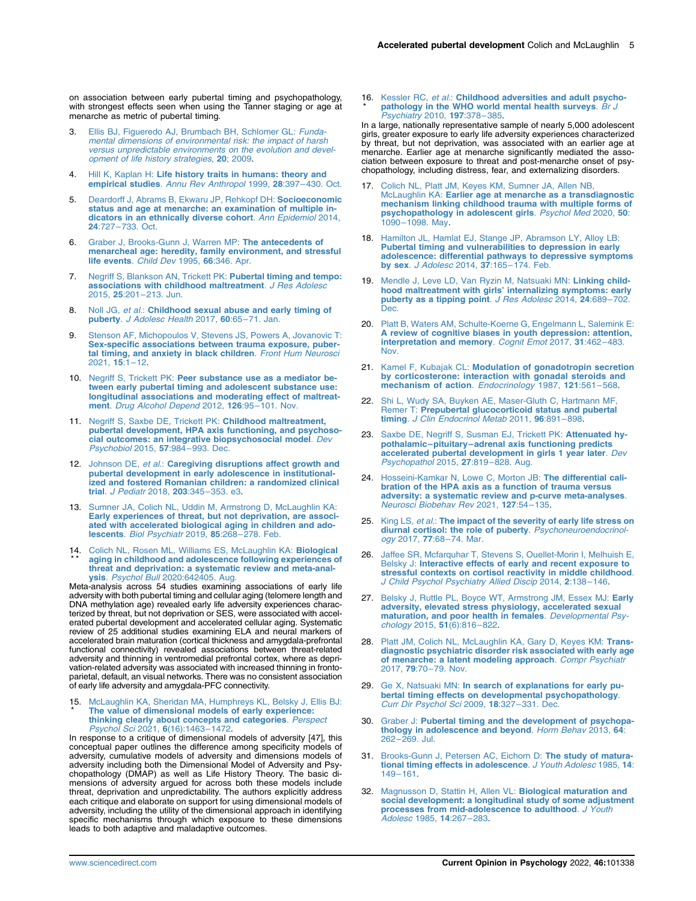on association between early pubertal timing and psychopathology, with strongest effects seen when using the Tanner staging or age at menarche as metric of pubertal timing.

3. Ellis BJ, Figueredo AJ, Brumbach BH, Schlomer GL: *Fundamental dimensions of environmental risk: the impact of harsh versus unpredictable environments on the evolution and development of life history strategies*, **20**; 2009.

4. Hill K, Kaplan H: **Life history traits in humans: theory and empirical studies**. *Annu Rev Anthropol* 1999, **28**:397–430. Oct.

5. Deardorff J, Abrams B, Ekwaru JP, Rehkopf DH: **Socioeconomic status and age at menarche: an examination of multiple indicators in an ethnically diverse cohort**. *Ann Epidemiol* 2014, **24**:727–733. Oct.

6. Graber J, Brooks-Gunn J, Warren MP: **The antecedents of menarcheal age: heredity, family environment, and stressful life events**. *Child Dev* 1995, **66**:346. Apr.

7. Negriff S, Blankson AN, Trickett PK: **Pubertal timing and tempo: associations with childhood maltreatment**. *J Res Adolesc* 2015, **25**:201–213. Jun.

8. Noll JG, *et al.*: **Childhood sexual abuse and early timing of puberty**. *J Adolesc Health* 2017, **60**:65–71. Jan.

9. Stenson AF, Michopoulos V, Stevens JS, Powers A, Jovanovic T: **Sex-specific associations between trauma exposure, pubertal timing, and anxiety in black children**. *Front Hum Neurosci* 2021, **15**:1–12.

10. Negriff S, Trickett PK: **Peer substance use as a mediator between early pubertal timing and adolescent substance use: longitudinal associations and moderating effect of maltreatment**. *Drug Alcohol Depend* 2012, **126**:95–101. Nov.

11. Negriff S, Saxbe DE, Trickett PK: **Childhood maltreatment, pubertal development, HPA axis functioning, and psychosocial outcomes: an integrative biopsychosocial model**. *Dev Psychobiol* 2015, **57**:984–993. Dec.

12. Johnson DE, *et al.*: **Caregiving disruptions affect growth and pubertal development in early adolescence in institutionalized and fostered Romanian children: a randomized clinical trial**. *J Pediatr* 2018, **203**:345–353. e3.

13. Sumner JA, Colich NL, Uddin M, Armstrong D, McLaughlin KA: **Early experiences of threat, but not deprivation, are associated with accelerated biological aging in children and adolescents**. *Biol Psychiatr* 2019, **85**:268–278. Feb.

14. ** Colich NL, Rosen ML, Williams ES, McLaughlin KA: **Biological aging in childhood and adolescence following experiences of threat and deprivation: a systematic review and meta-analysis**. *Psychol Bull* 2020:642405. Aug.

Meta-analysis across 54 studies examining associations of early life adversity with both pubertal timing and cellular aging (telomere length and DNA methylation age) revealed early life adversity experiences characterized by threat, but not deprivation or SES, were associated with accelerated pubertal development and accelerated cellular aging. Systematic review of 25 additional studies examining ELA and neural markers of accelerated brain maturation (cortical thickness and amygdala-prefrontal functional connectivity) revealed associations between threat-related adversity and thinning in ventromedial prefrontal cortex, where as deprivation-related adversity was associated with increased thinning in fronto-parietal, default, an visual networks. There was no consistent association of early life adversity and amygdala-PFC connectivity.

15. * McLaughlin KA, Sheridan MA, Humphreys KL, Belsky J, Ellis BJ: **The value of dimensional models of early experience: thinking clearly about concepts and categories**. *Perspect Psychol Sci* 2021, **6**(16):1463–1472.

In response to a critique of dimensional models of adversity [47], this conceptual paper outlines the difference among specificity models of adversity, cumulative models of adversity and dimensions models of adversity including both the Dimensional Model of Adversity and Psychopathology (DMAP) as well as Life History Theory. The basic dimensions of adversity argued for across both these models include threat, deprivation and unpredictability. The authors explicitly address each critique and elaborate on support for using dimensional models of adversity, including the utility of the dimensional approach in identifying specific mechanisms through which exposure to these dimensions leads to both adaptive and maladaptive outcomes.

16. * Kessler RC, *et al.*: **Childhood adversities and adult psychopathology in the WHO world mental health surveys**. *Br J Psychiatry* 2010, **197**:378–385.

In a large, nationally representative sample of nearly 5,000 adolescent girls, greater exposure to early life adversity experiences characterized by threat, but not deprivation, was associated with an earlier age at menarche. Earlier age at menarche significantly mediated the association between exposure to threat and post-menarche onset of psychopathology, including distress, fear, and externalizing disorders.

17. Colich NL, Platt JM, Keyes KM, Sumner JA, Allen NB, McLaughlin KA: **Earlier age at menarche as a transdiagnostic mechanism linking childhood trauma with multiple forms of psychopathology in adolescent girls**. *Psychol Med* 2020, **50**:1090–1098. May.

18. Hamilton JL, Hamlat EJ, Stange JP, Abramson LY, Alloy LB: **Pubertal timing and vulnerabilities to depression in early adolescence: differential pathways to depressive symptoms by sex**. *J Adolesc* 2014, **37**:165–174. Feb.

19. Mendle J, Leve LD, Van Ryzin M, Natsuaki MN: **Linking childhood maltreatment with girls' internalizing symptoms: early puberty as a tipping point**. *J Res Adolesc* 2014, **24**:689–702. Dec.

20. Platt B, Waters AM, Schulte-Koerne G, Engelmann L, Salemink E: **A review of cognitive biases in youth depression: attention, interpretation and memory**. *Cognit Emot* 2017, **31**:462–483. Nov.

21. Kamel F, Kubajak CL: **Modulation of gonadotropin secretion by corticosterone: interaction with gonadal steroids and mechanism of action**. *Endocrinology* 1987, **121**:561–568.

22. Shi L, Wudy SA, Buyken AE, Maser-Gluth C, Hartmann MF, Remer T: **Prepubertal glucocorticoid status and pubertal timing**. *J Clin Endocrinol Metab* 2011, **96**:891–898.

23. Saxbe DE, Negriff S, Susman EJ, Trickett PK: **Attenuated hypothalamic–pituitary–adrenal axis functioning predicts accelerated pubertal development in girls 1 year later**. *Dev Psychopathol* 2015, **27**:819–828. Aug.

24. Hosseini-Kamkar N, Lowe C, Morton JB: **The differential calibration of the HPA axis as a function of trauma versus adversity: a systematic review and p-curve meta-analyses**. *Neurosci Biobehav Rev* 2021, **127**:54–135.

25. King LS, *et al.*: **The impact of the severity of early life stress on diurnal cortisol: the role of puberty**. *Psychoneuroendocrinology* 2017, **77**:68–74. Mar.

26. Jaffee SR, Mcfarquhar T, Stevens S, Ouellet-Morin I, Melhuish E, Belsky J: **Interactive effects of early and recent exposure to stressful contexts on cortisol reactivity in middle childhood**. *J Child Psychol Psychiatry Allied Discip* 2014, **2**:138–146.

27. Belsky J, Ruttle PL, Boyce WT, Armstrong JM, Essex MJ: **Early adversity, elevated stress physiology, accelerated sexual maturation, and poor health in females**. *Developmental Psychology* 2015, **51**(6):816–822.

28. Platt JM, Colich NL, McLaughlin KA, Gary D, Keyes KM: **Transdiagnostic psychiatric disorder risk associated with early age of menarche: a latent modeling approach**. *Compr Psychiatr* 2017, **79**:70–79. Nov.

29. Ge X, Natsuaki MN: **In search of explanations for early pubertal timing effects on developmental psychopathology**. *Curr Dir Psychol Sci* 2009, **18**:327–331. Dec.

30. Graber J: **Pubertal timing and the development of psychopathology in adolescence and beyond**. *Horm Behav* 2013, **64**:262–269. Jul.

31. Brooks-Gunn J, Petersen AC, Eichorn D: **The study of maturational timing effects in adolescence**. *J Youth Adolesc* 1985, **14**:149–161.

32. Magnusson D, Stattin H, Allen VL: **Biological maturation and social development: a longitudinal study of some adjustment processes from mid-adolescence to adulthood**. *J Youth Adolesc* 1985, **14**:267–283.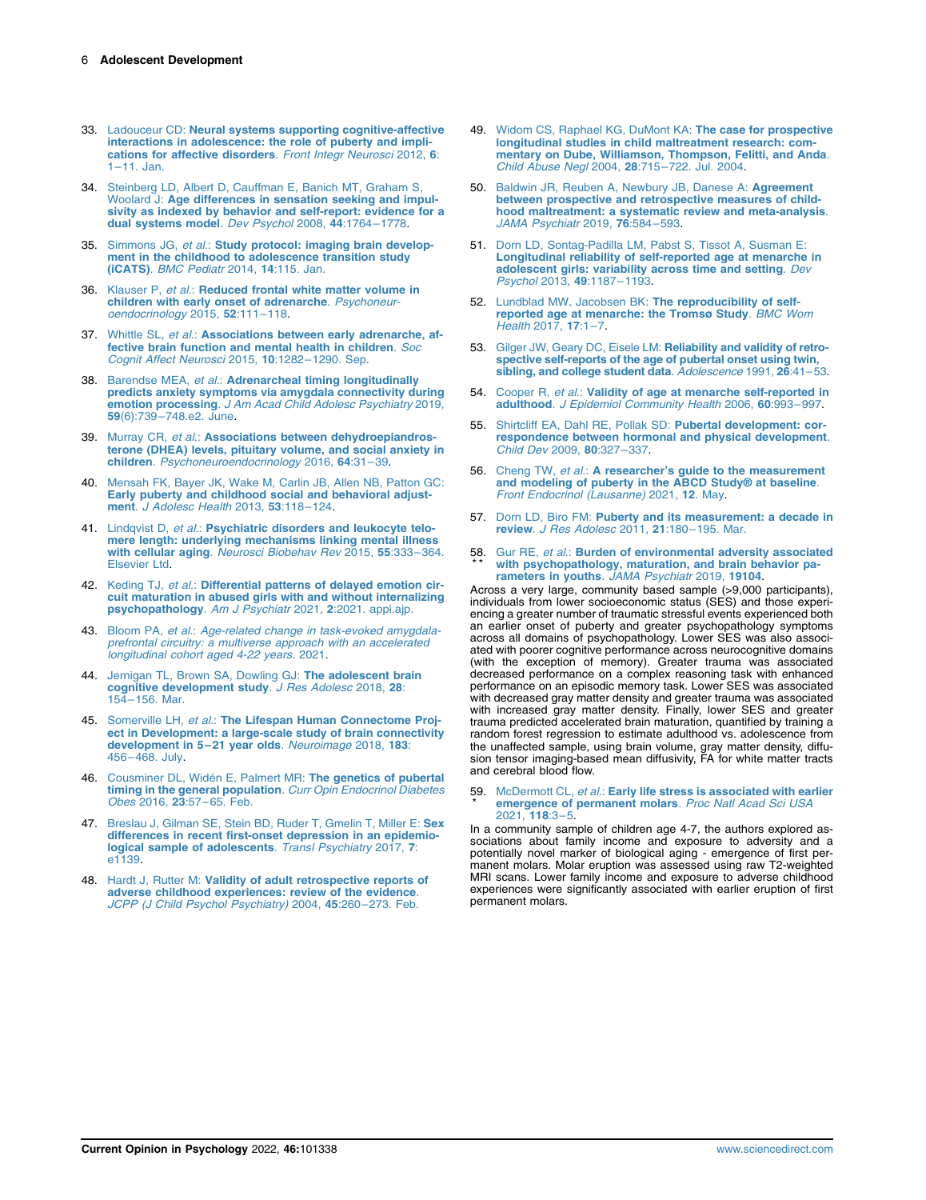33. Ladouceur CD: **Neural systems supporting cognitive-affective interactions in adolescence: the role of puberty and implications for affective disorders**. *Front Integr Neurosci* 2012, **6**: 1–11. Jan.

34. Steinberg LD, Albert D, Cauffman E, Banich MT, Graham S, Woolard J: **Age differences in sensation seeking and impulsivity as indexed by behavior and self-report: evidence for a dual systems model**. *Dev Psychol* 2008, **44**:1764–1778.

35. Simmons JG, *et al.*: **Study protocol: imaging brain development in the childhood to adolescence transition study (iCATS)**. *BMC Pediatr* 2014, **14**:115. Jan.

36. Klauser P, *et al.*: **Reduced frontal white matter volume in children with early onset of adrenarche**. *Psychoneuroendocrinology* 2015, **52**:111–118.

37. Whittle SL, *et al.*: **Associations between early adrenarche, affective brain function and mental health in children**. *Soc Cognit Affect Neurosci* 2015, **10**:1282–1290. Sep.

38. Barendse MEA, *et al.*: **Adrenarcheal timing longitudinally predicts anxiety symptoms via amygdala connectivity during emotion processing**. *J Am Acad Child Adolesc Psychiatry* 2019, **59**(6):739–748.e2. June.

39. Murray CR, *et al.*: **Associations between dehydroepiandrosterone (DHEA) levels, pituitary volume, and social anxiety in children**. *Psychoneuroendocrinology* 2016, **64**:31–39.

40. Mensah FK, Bayer JK, Wake M, Carlin JB, Allen NB, Patton GC: **Early puberty and childhood social and behavioral adjustment**. *J Adolesc Health* 2013, **53**:118–124.

41. Lindqvist D, *et al.*: **Psychiatric disorders and leukocyte telomere length: underlying mechanisms linking mental illness with cellular aging**. *Neurosci Biobehav Rev* 2015, **55**:333–364. Elsevier Ltd.

42. Keding TJ, *et al.*: **Differential patterns of delayed emotion circuit maturation in abused girls with and without internalizing psychopathology**. *Am J Psychiatr* 2021, **2**:2021. appi.ajp.

43. Bloom PA, *et al.*: *Age-related change in task-evoked amygdala-prefrontal circuitry: a multiverse approach with an accelerated longitudinal cohort aged 4-22 years*. 2021.

44. Jernigan TL, Brown SA, Dowling GJ: **The adolescent brain cognitive development study**. *J Res Adolesc* 2018, **28**: 154–156. Mar.

45. Somerville LH, *et al.*: **The Lifespan Human Connectome Project in Development: a large-scale study of brain connectivity development in 5–21 year olds**. *Neuroimage* 2018, **183**: 456–468. July.

46. Cousminer DL, Widén E, Palmert MR: **The genetics of pubertal timing in the general population**. *Curr Opin Endocrinol Diabetes Obes* 2016, **23**:57–65. Feb.

47. Breslau J, Gilman SE, Stein BD, Ruder T, Gmelin T, Miller E: **Sex differences in recent first-onset depression in an epidemiological sample of adolescents**. *Transl Psychiatry* 2017, **7**: e1139.

48. Hardt J, Rutter M: **Validity of adult retrospective reports of adverse childhood experiences: review of the evidence**. *JCPP (J Child Psychol Psychiatry)* 2004, **45**:260–273. Feb.

49. Widom CS, Raphael KG, DuMont KA: **The case for prospective longitudinal studies in child maltreatment research: commentary on Dube, Williamson, Thompson, Felitti, and Anda**. *Child Abuse Negl* 2004, **28**:715–722. Jul. 2004.

50. Baldwin JR, Reuben A, Newbury JB, Danese A: **Agreement between prospective and retrospective measures of childhood maltreatment: a systematic review and meta-analysis**. *JAMA Psychiatr* 2019, **76**:584–593.

51. Dorn LD, Sontag-Padilla LM, Pabst S, Tissot A, Susman E: **Longitudinal reliability of self-reported age at menarche in adolescent girls: variability across time and setting**. *Dev Psychol* 2013, **49**:1187–1193.

52. Lundblad MW, Jacobsen BK: **The reproducibility of self-reported age at menarche: the Tromsø Study**. *BMC Wom Health* 2017, **17**:1–7.

53. Gilger JW, Geary DC, Eisele LM: **Reliability and validity of retrospective self-reports of the age of pubertal onset using twin, sibling, and college student data**. *Adolescence* 1991, **26**:41–53.

54. Cooper R, *et al.*: **Validity of age at menarche self-reported in adulthood**. *J Epidemiol Community Health* 2006, **60**:993–997.

55. Shirtcliff EA, Dahl RE, Pollak SD: **Pubertal development: correspondence between hormonal and physical development**. *Child Dev* 2009, **80**:327–337.

56. Cheng TW, *et al.*: **A researcher's guide to the measurement and modeling of puberty in the ABCD Study® at baseline**. *Front Endocrinol (Lausanne)* 2021, **12**. May.

57. Dorn LD, Biro FM: **Puberty and its measurement: a decade in review**. *J Res Adolesc* 2011, **21**:180–195. Mar.

58. ** Gur RE, *et al.*: **Burden of environmental adversity associated with psychopathology, maturation, and brain behavior parameters in youths**. *JAMA Psychiatr* 2019, **19104**.

Across a very large, community based sample (>9,000 participants), individuals from lower socioeconomic status (SES) and those experiencing a greater number of traumatic stressful events experienced both an earlier onset of puberty and greater psychopathology symptoms across all domains of psychopathology. Lower SES was also associated with poorer cognitive performance across neurocognitive domains (with the exception of memory). Greater trauma was associated decreased performance on a complex reasoning task with enhanced performance on an episodic memory task. Lower SES was associated with decreased gray matter density and greater trauma was associated with increased gray matter density. Finally, lower SES and greater trauma predicted accelerated brain maturation, quantified by training a random forest regression to estimate adulthood vs. adolescence from the unaffected sample, using brain volume, gray matter density, diffusion tensor imaging-based mean diffusivity, FA for white matter tracts and cerebral blood flow.

59. * McDermott CL, *et al.*: **Early life stress is associated with earlier emergence of permanent molars**. *Proc Natl Acad Sci USA* 2021, **118**:3–5.

In a community sample of children age 4-7, the authors explored associations about family income and exposure to adversity and a potentially novel marker of biological aging - emergence of first permanent molars. Molar eruption was assessed using raw T2-weighted MRI scans. Lower family income and exposure to adverse childhood experiences were significantly associated with earlier eruption of first permanent molars.